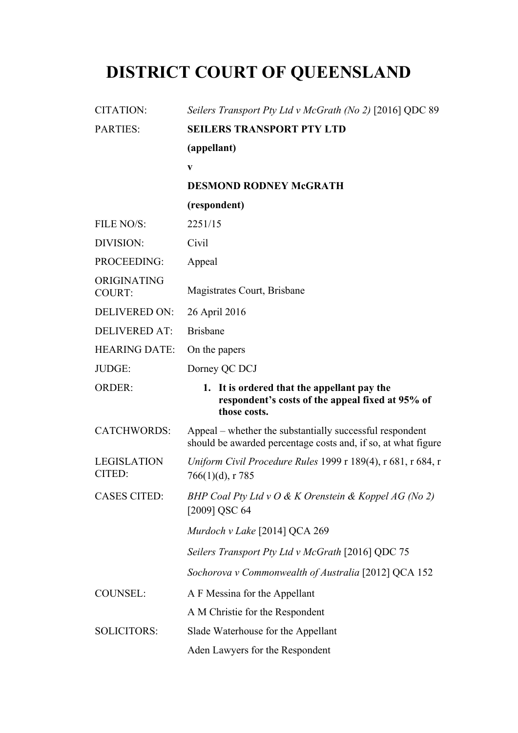# DISTRICT COURT OF QUEENSLAND

| | |
|---|---|
| CITATION: | *Seilers Transport Pty Ltd v McGrath (No 2)* [2016] QDC 89 |
| PARTIES: | **SEILERS TRANSPORT PTY LTD** |
| | **(appellant)** |
| | **v** |
| | **DESMOND RODNEY McGRATH** |
| | **(respondent)** |
| FILE NO/S: | 2251/15 |
| DIVISION: | Civil |
| PROCEEDING: | Appeal |
| ORIGINATING COURT: | Magistrates Court, Brisbane |
| DELIVERED ON: | 26 April 2016 |
| DELIVERED AT: | Brisbane |
| HEARING DATE: | On the papers |
| JUDGE: | Dorney QC DCJ |
| ORDER: | **1. It is ordered that the appellant pay the respondent's costs of the appeal fixed at 95% of those costs.** |
| CATCHWORDS: | Appeal – whether the substantially successful respondent should be awarded percentage costs and, if so, at what figure |
| LEGISLATION CITED: | *Uniform Civil Procedure Rules* 1999 r 189(4), r 681, r 684, r 766(1)(d), r 785 |
| CASES CITED: | *BHP Coal Pty Ltd v O & K Orenstein & Koppel AG (No 2)* [2009] QSC 64 |
| | *Murdoch v Lake* [2014] QCA 269 |
| | *Seilers Transport Pty Ltd v McGrath* [2016] QDC 75 |
| | *Sochorova v Commonwealth of Australia* [2012] QCA 152 |
| COUNSEL: | A F Messina for the Appellant |
| | A M Christie for the Respondent |
| SOLICITORS: | Slade Waterhouse for the Appellant |
| | Aden Lawyers for the Respondent |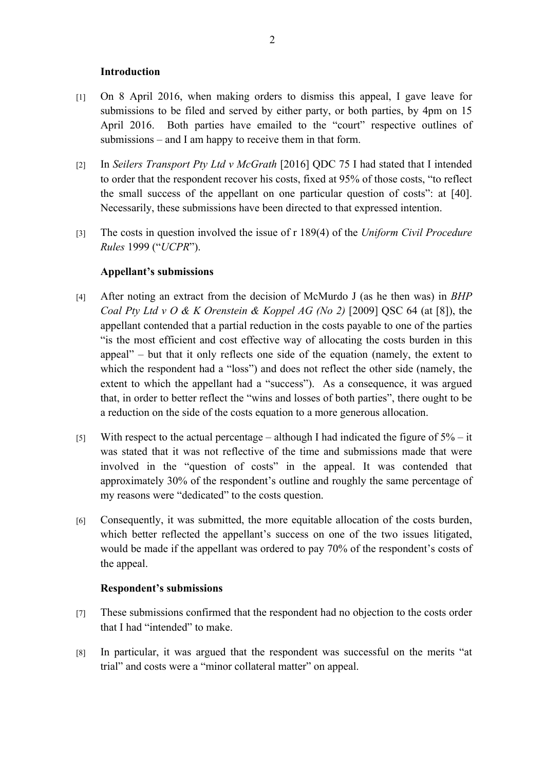## Introduction

[1] On 8 April 2016, when making orders to dismiss this appeal, I gave leave for submissions to be filed and served by either party, or both parties, by 4pm on 15 April 2016. Both parties have emailed to the "court" respective outlines of submissions – and I am happy to receive them in that form.

[2] In *Seilers Transport Pty Ltd v McGrath* [2016] QDC 75 I had stated that I intended to order that the respondent recover his costs, fixed at 95% of those costs, "to reflect the small success of the appellant on one particular question of costs": at [40]. Necessarily, these submissions have been directed to that expressed intention.

[3] The costs in question involved the issue of r 189(4) of the *Uniform Civil Procedure Rules* 1999 ("*UCPR*").

## Appellant's submissions

[4] After noting an extract from the decision of McMurdo J (as he then was) in *BHP Coal Pty Ltd v O & K Orenstein & Koppel AG (No 2)* [2009] QSC 64 (at [8]), the appellant contended that a partial reduction in the costs payable to one of the parties "is the most efficient and cost effective way of allocating the costs burden in this appeal" – but that it only reflects one side of the equation (namely, the extent to which the respondent had a "loss") and does not reflect the other side (namely, the extent to which the appellant had a "success"). As a consequence, it was argued that, in order to better reflect the "wins and losses of both parties", there ought to be a reduction on the side of the costs equation to a more generous allocation.

[5] With respect to the actual percentage – although I had indicated the figure of 5% – it was stated that it was not reflective of the time and submissions made that were involved in the "question of costs" in the appeal. It was contended that approximately 30% of the respondent's outline and roughly the same percentage of my reasons were "dedicated" to the costs question.

[6] Consequently, it was submitted, the more equitable allocation of the costs burden, which better reflected the appellant's success on one of the two issues litigated, would be made if the appellant was ordered to pay 70% of the respondent's costs of the appeal.

## Respondent's submissions

[7] These submissions confirmed that the respondent had no objection to the costs order that I had "intended" to make.

[8] In particular, it was argued that the respondent was successful on the merits "at trial" and costs were a "minor collateral matter" on appeal.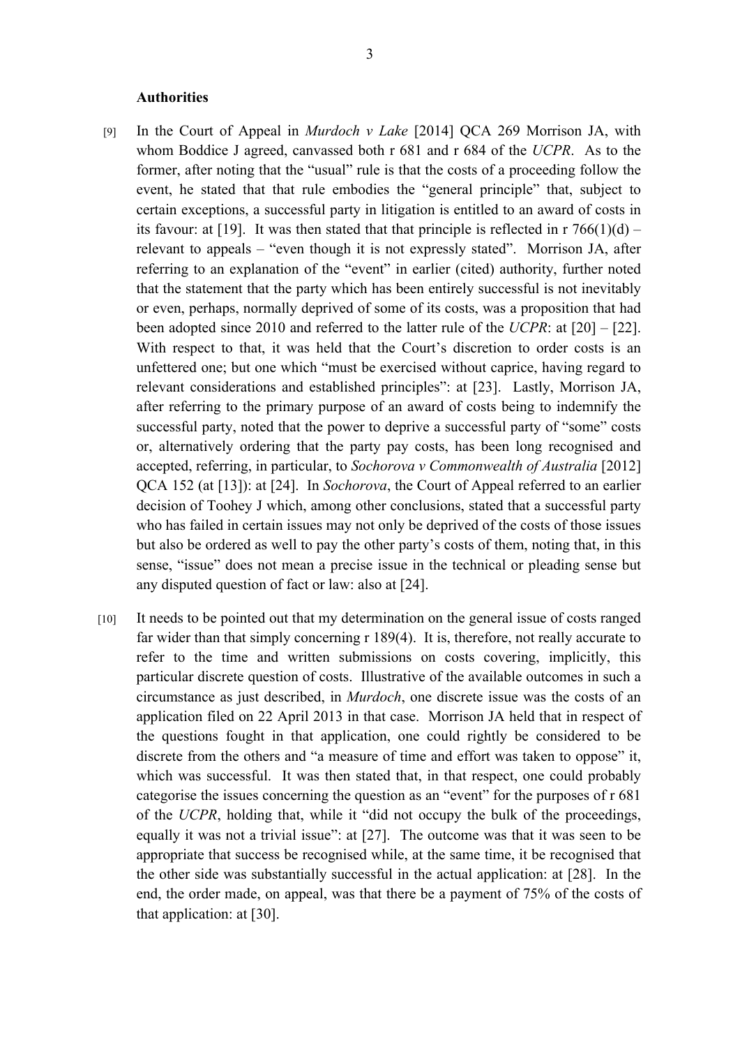**Authorities**

[9] In the Court of Appeal in *Murdoch v Lake* [2014] QCA 269 Morrison JA, with whom Boddice J agreed, canvassed both r 681 and r 684 of the *UCPR*. As to the former, after noting that the "usual" rule is that the costs of a proceeding follow the event, he stated that that rule embodies the "general principle" that, subject to certain exceptions, a successful party in litigation is entitled to an award of costs in its favour: at [19]. It was then stated that that principle is reflected in r 766(1)(d) – relevant to appeals – "even though it is not expressly stated". Morrison JA, after referring to an explanation of the "event" in earlier (cited) authority, further noted that the statement that the party which has been entirely successful is not inevitably or even, perhaps, normally deprived of some of its costs, was a proposition that had been adopted since 2010 and referred to the latter rule of the *UCPR*: at [20] – [22]. With respect to that, it was held that the Court's discretion to order costs is an unfettered one; but one which "must be exercised without caprice, having regard to relevant considerations and established principles": at [23]. Lastly, Morrison JA, after referring to the primary purpose of an award of costs being to indemnify the successful party, noted that the power to deprive a successful party of "some" costs or, alternatively ordering that the party pay costs, has been long recognised and accepted, referring, in particular, to *Sochorova v Commonwealth of Australia* [2012] QCA 152 (at [13]): at [24]. In *Sochorova*, the Court of Appeal referred to an earlier decision of Toohey J which, among other conclusions, stated that a successful party who has failed in certain issues may not only be deprived of the costs of those issues but also be ordered as well to pay the other party's costs of them, noting that, in this sense, "issue" does not mean a precise issue in the technical or pleading sense but any disputed question of fact or law: also at [24].

[10] It needs to be pointed out that my determination on the general issue of costs ranged far wider than that simply concerning r 189(4). It is, therefore, not really accurate to refer to the time and written submissions on costs covering, implicitly, this particular discrete question of costs. Illustrative of the available outcomes in such a circumstance as just described, in *Murdoch*, one discrete issue was the costs of an application filed on 22 April 2013 in that case. Morrison JA held that in respect of the questions fought in that application, one could rightly be considered to be discrete from the others and "a measure of time and effort was taken to oppose" it, which was successful. It was then stated that, in that respect, one could probably categorise the issues concerning the question as an "event" for the purposes of r 681 of the *UCPR*, holding that, while it "did not occupy the bulk of the proceedings, equally it was not a trivial issue": at [27]. The outcome was that it was seen to be appropriate that success be recognised while, at the same time, it be recognised that the other side was substantially successful in the actual application: at [28]. In the end, the order made, on appeal, was that there be a payment of 75% of the costs of that application: at [30].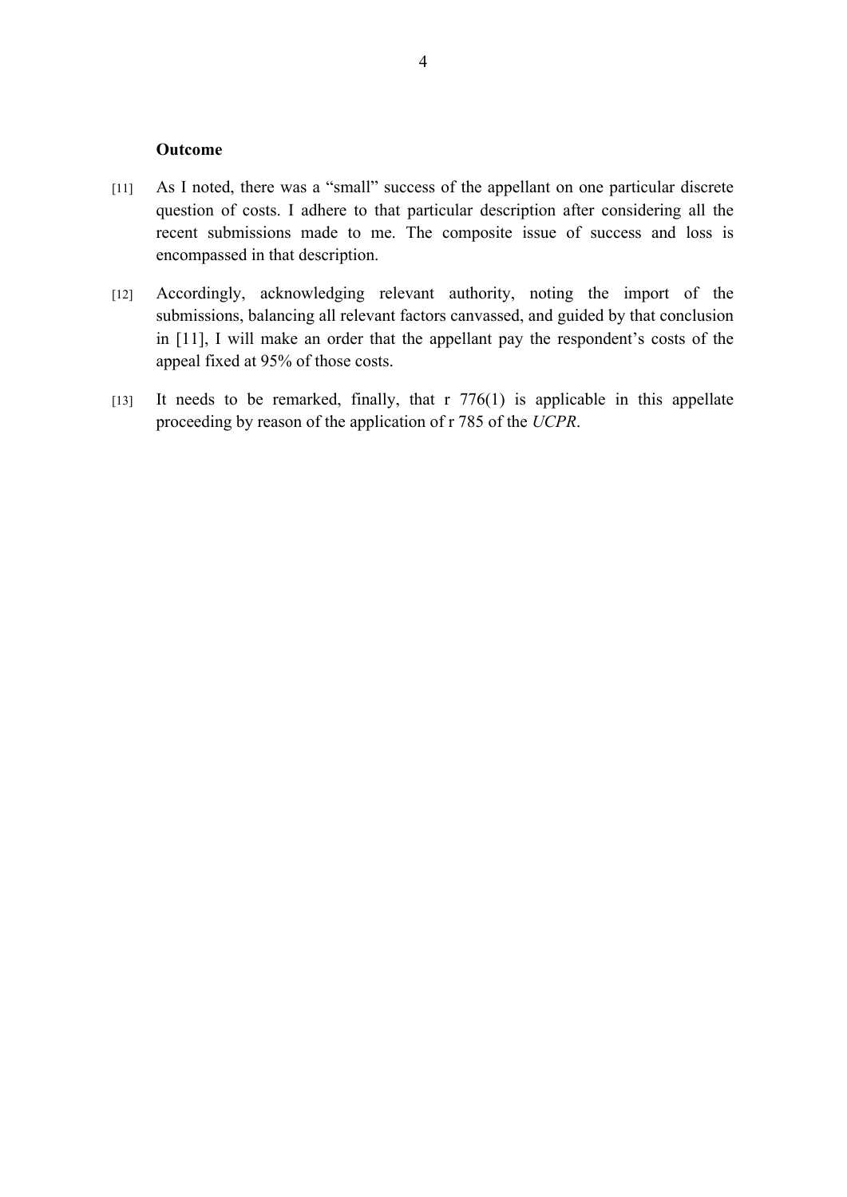**Outcome**

[11] As I noted, there was a "small" success of the appellant on one particular discrete question of costs. I adhere to that particular description after considering all the recent submissions made to me. The composite issue of success and loss is encompassed in that description.

[12] Accordingly, acknowledging relevant authority, noting the import of the submissions, balancing all relevant factors canvassed, and guided by that conclusion in [11], I will make an order that the appellant pay the respondent's costs of the appeal fixed at 95% of those costs.

[13] It needs to be remarked, finally, that r 776(1) is applicable in this appellate proceeding by reason of the application of r 785 of the *UCPR*.